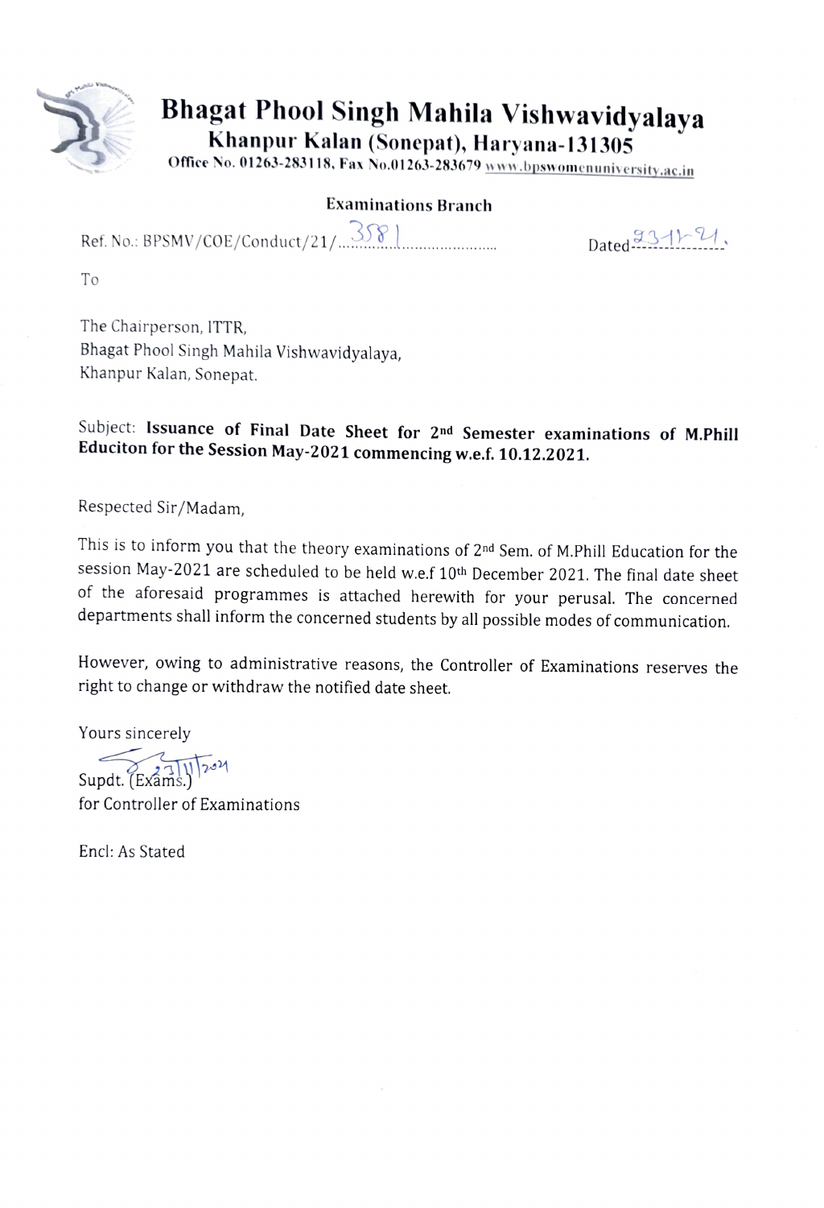# Bhagat Phool Singh Mahila Vishwavidyalaya

**Khanpur Kalan (Sonepat), Haryana-131305**

Office No. 01263-283118, Fax No.01263-283679 www.bpswomenuniversity.ac.in

**Examinations Branch**

Ref. No.: BPSMV/COE/Conduct/21/3581 Dated 23-11-21.

To

The Chairperson, ITTR,
Bhagat Phool Singh Mahila Vishwavidyalaya,
Khanpur Kalan, Sonepat.

Subject: **Issuance of Final Date Sheet for 2nd Semester examinations of M.Phill Educiton for the Session May-2021 commencing w.e.f. 10.12.2021.**

Respected Sir/Madam,

This is to inform you that the theory examinations of 2nd Sem. of M.Phill Education for the session May-2021 are scheduled to be held w.e.f 10th December 2021. The final date sheet of the aforesaid programmes is attached herewith for your perusal. The concerned departments shall inform the concerned students by all possible modes of communication.

However, owing to administrative reasons, the Controller of Examinations reserves the right to change or withdraw the notified date sheet.

Yours sincerely

23/11/2021
Supdt. (Exams.)
for Controller of Examinations

Encl: As Stated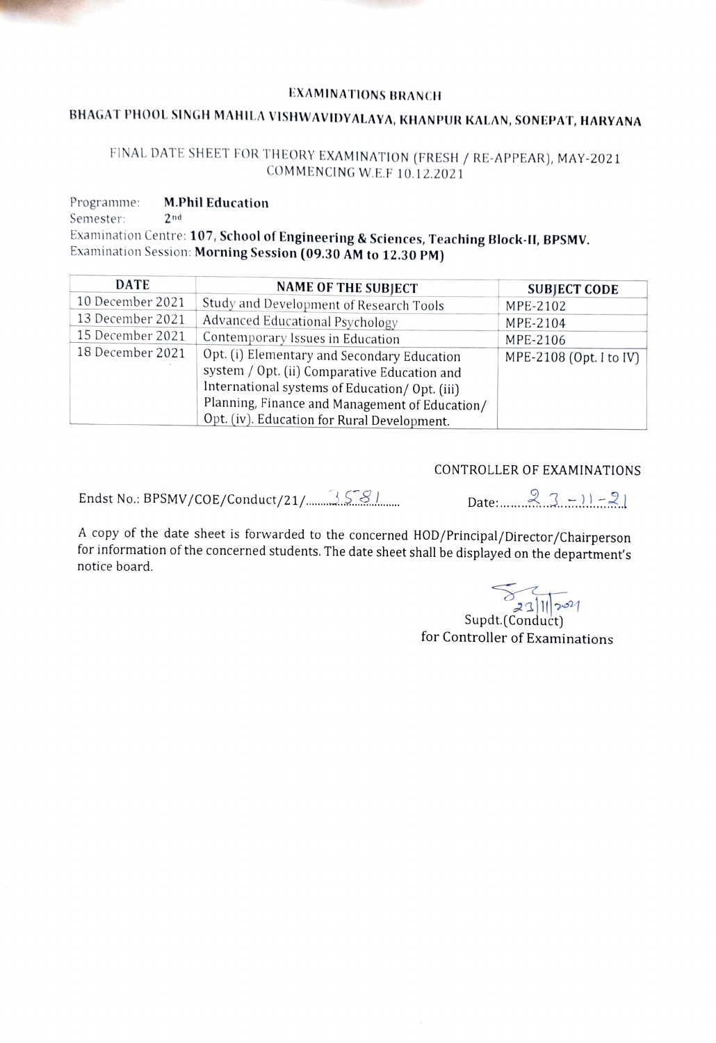# EXAMINATIONS BRANCH

## BHAGAT PHOOL SINGH MAHILA VISHWAVIDYALAYA, KHANPUR KALAN, SONEPAT, HARYANA

FINAL DATE SHEET FOR THEORY EXAMINATION (FRESH / RE-APPEAR), MAY-2021
COMMENCING W.E.F 10.12.2021

Programme: **M.Phil Education**
Semester: 2nd
Examination Centre: **107, School of Engineering & Sciences, Teaching Block-II, BPSMV.**
Examination Session: **Morning Session (09.30 AM to 12.30 PM)**

| DATE | NAME OF THE SUBJECT | SUBJECT CODE |
| --- | --- | --- |
| 10 December 2021 | Study and Development of Research Tools | MPE-2102 |
| 13 December 2021 | Advanced Educational Psychology | MPE-2104 |
| 15 December 2021 | Contemporary Issues in Education | MPE-2106 |
| 18 December 2021 | Opt. (i) Elementary and Secondary Education system / Opt. (ii) Comparative Education and International systems of Education/ Opt. (iii) Planning, Finance and Management of Education/ Opt. (iv). Education for Rural Development. | MPE-2108 (Opt. I to IV) |

CONTROLLER OF EXAMINATIONS

Endst No.: BPSMV/COE/Conduct/21/ 3581 Date: 23-11-21

A copy of the date sheet is forwarded to the concerned HOD/Principal/Director/Chairperson for information of the concerned students. The date sheet shall be displayed on the department's notice board.

23/11/2021
Supdt.(Conduct)
for Controller of Examinations